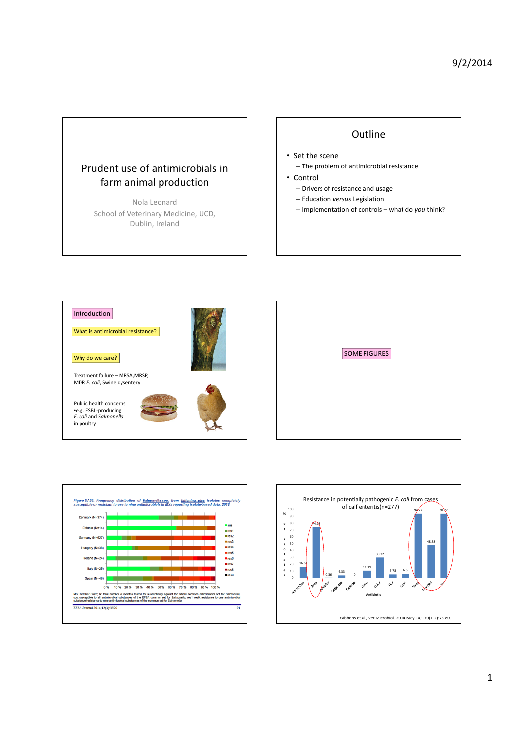# Prudent use of antimicrobials in farm animal production

Nola Leonard

School of Veterinary Medicine, UCD, Dublin, Ireland

## Outline

- Set the scene
  - The problem of antimicrobial resistance
- Control
  - Drivers of resistance and usage
  - Education *versus* Legislation
  - Implementation of controls – what do *you* think?

## Introduction

What is antimicrobial resistance?

Why do we care?

Treatment failure – MRSA, MRSP, MDR *E. coli*, Swine dysentery

Public health concerns
- e.g. ESBL-producing *E. coli* and *Salmonella* in poultry

## SOME FIGURES

*Figure SA26. Frequency distribution of Salmonella spp. from fattening pigs isolates completely susceptible or resistant to one to nine antimicrobials in MSs reporting isolate-based data, 2012*

Countries: Denmark (N=374), Estonia (N=14), Germany (N=627), Hungary (N=38), Ireland (N=24), Italy (N=25), Spain (N=48)

Legend: sus, res1, res2, res3, res4, res5, res6, res7, res8, res9

MS: Member State; N: total number of isolates tested for susceptibility against the whole common antimicrobial set for *Salmonella*; sus: susceptible to all antimicrobial substances of the EFSA common set for *Salmonella*; res1–res9: resistance to one antimicrobial substance/resistance to nine antimicrobial substances of the common set for *Salmonella*.

EFSA Journal 2014;12(3):3590

Resistance in potentially pathogenic *E. coli* from cases of calf enteritis(n=277)

| Antibiotic | % of isolates |
|---|---|
| Amox/Clav | 16.61 |
| Amp | 94.73 |
| Ceftiofur | 0.36 |
| Cefpodox | 4.33 |
| Ceftriax | 0 |
| Cipro | 11.19 |
| Chlor | 30.32 |
| Flor | 5.78 |
| Gent | 6.5 |
| Strep | 94.22 |
| Trim/Sul | 48.38 |
| Tet | 94.22 |

Gibbons et al., Vet Microbiol. 2014 May 14;170(1-2):73-80.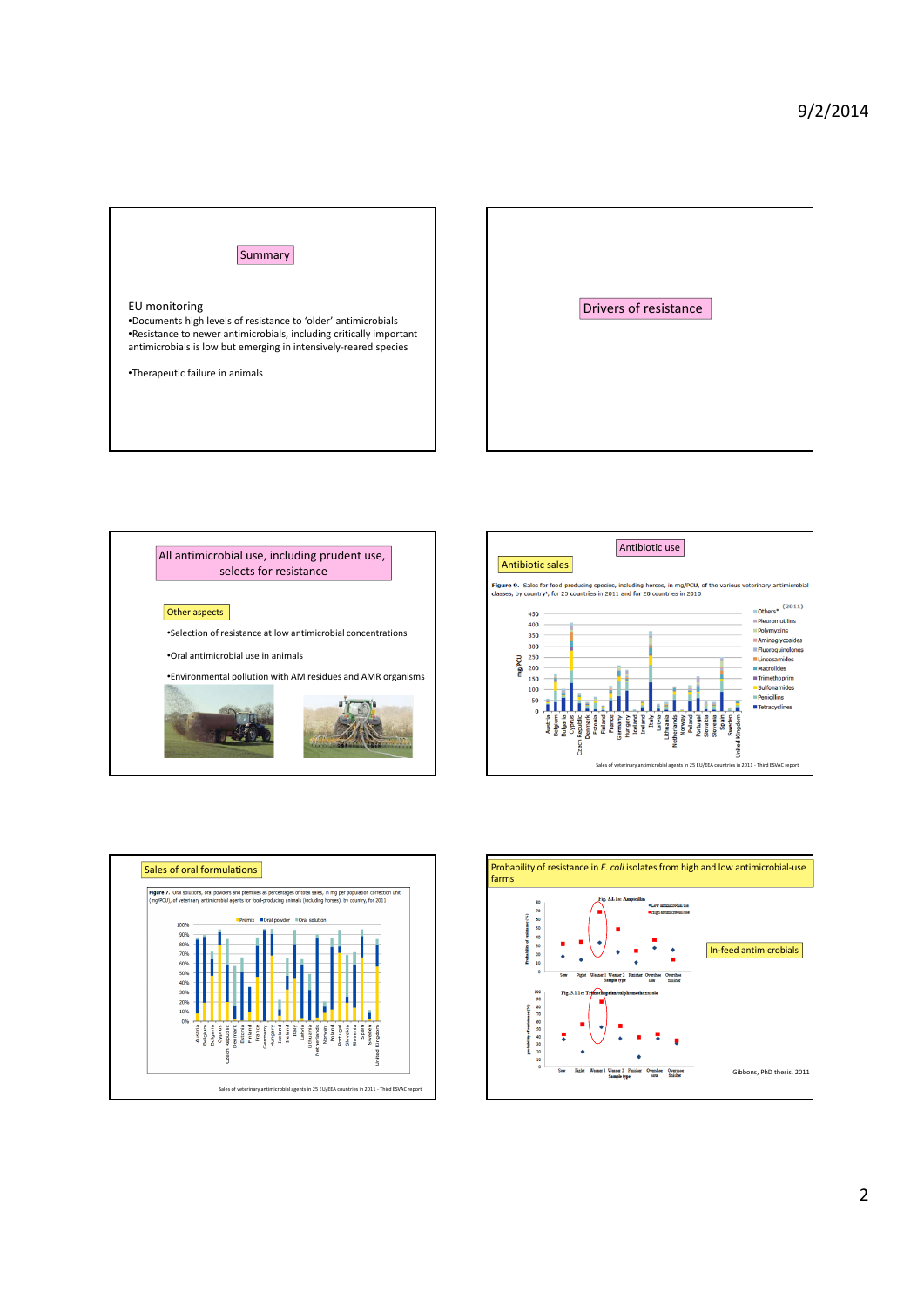## Summary

EU monitoring

- Documents high levels of resistance to 'older' antimicrobials
- Resistance to newer antimicrobials, including critically important antimicrobials is low but emerging in intensively-reared species

- Therapeutic failure in animals

## Drivers of resistance

## All antimicrobial use, including prudent use, selects for resistance

### Other aspects

- Selection of resistance at low antimicrobial concentrations
- Oral antimicrobial use in animals
- Environmental pollution with AM residues and AMR organisms

## Antibiotic use

### Antibiotic sales

Figure 9. Sales for food-producing species, including horses, in mg/PCU, of the various veterinary antimicrobial classes, by country[a], for 25 countries in 2011 and for 20 countries in 2010

Sales of veterinary antimicrobial agents in 25 EU/EEA countries in 2011 - Third ESVAC report

## Sales of oral formulations

Figure 7. Oral solutions, oral powders and premixes as percentages of total sales, in mg per population correction unit (mg/PCU), of veterinary antimicrobial agents for food-producing animals (including horses), by country, for 2011

Sales of veterinary antimicrobial agents in 25 EU/EEA countries in 2011 - Third ESVAC report

## Probability of resistance in *E. coli* isolates from high and low antimicrobial-use farms

Fig. 3.1.1a: Ampicillin

Fig. 3.1.1c: Trimethoprim/sulphamethoxazole

In-feed antimicrobials

Gibbons, PhD thesis, 2011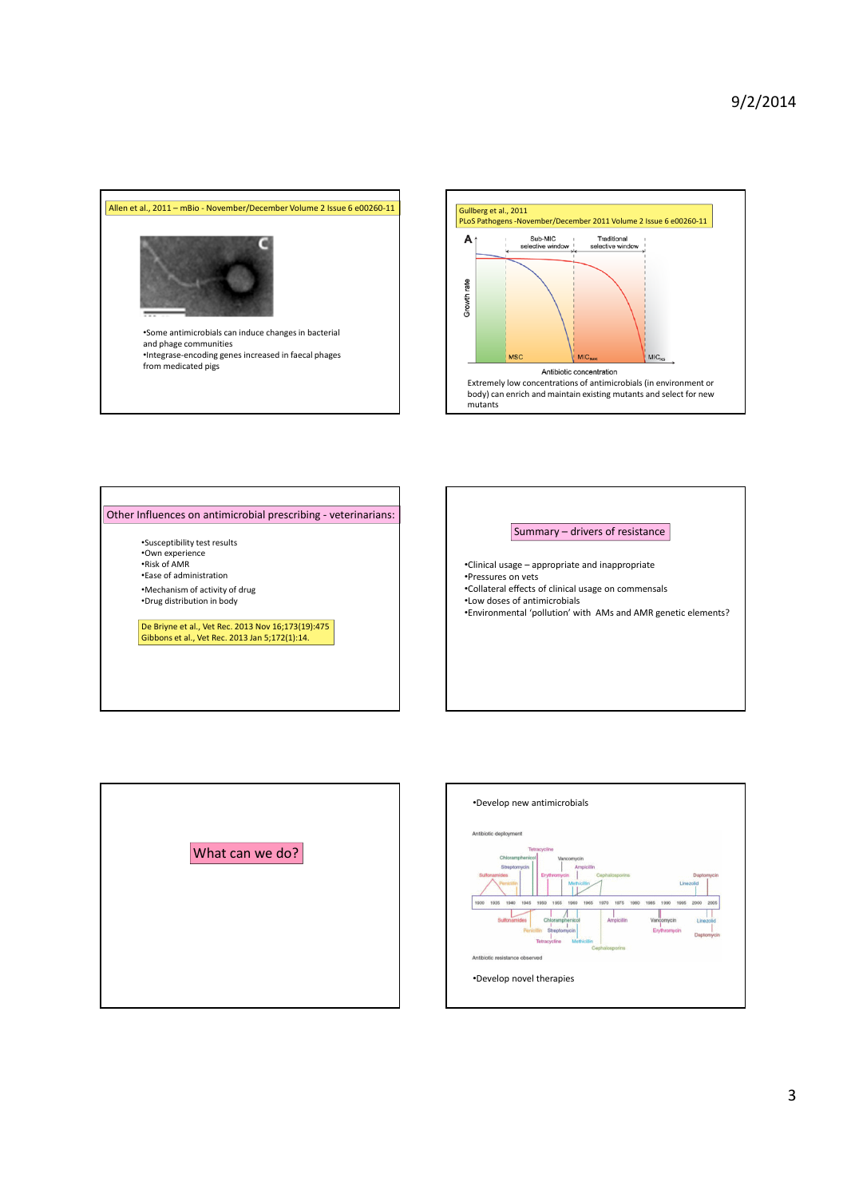## Allen et al., 2011 – mBio - November/December Volume 2 Issue 6 e00260-11

- Some antimicrobials can induce changes in bacterial and phage communities
- Integrase-encoding genes increased in faecal phages from medicated pigs

## Gullberg et al., 2011 PLoS Pathogens -November/December 2011 Volume 2 Issue 6 e00260-11

Extremely low concentrations of antimicrobials (in environment or body) can enrich and maintain existing mutants and select for new mutants

## Other Influences on antimicrobial prescribing - veterinarians:

- Susceptibility test results
- Own experience
- Risk of AMR
- Ease of administration
- Mechanism of activity of drug
- Drug distribution in body

De Briyne et al., Vet Rec. 2013 Nov 16;173(19):475
Gibbons et al., Vet Rec. 2013 Jan 5;172(1):14.

## Summary – drivers of resistance

- Clinical usage – appropriate and inappropriate
- Pressures on vets
- Collateral effects of clinical usage on commensals
- Low doses of antimicrobials
- Environmental 'pollution' with AMs and AMR genetic elements?

## What can we do?

- Develop new antimicrobials
- Develop novel therapies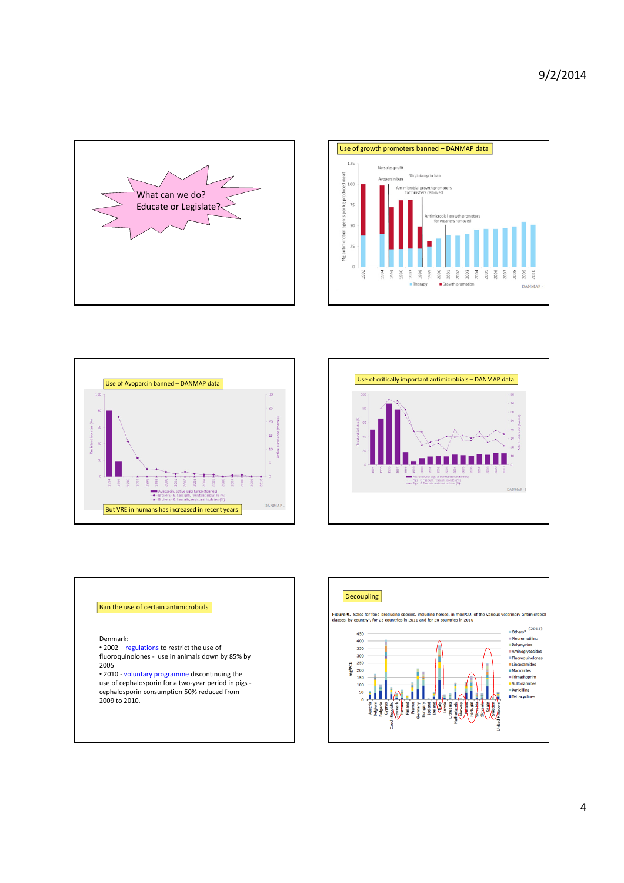What can we do?
Educate or Legislate?

## Use of growth promoters banned – DANMAP data

## Use of Avoparcin banned – DANMAP data

But VRE in humans has increased in recent years

## Use of critically important antimicrobials – DANMAP data

## Ban the use of certain antimicrobials

Denmark:

- 2002 – regulations to restrict the use of fluoroquinolones - use in animals down by 85% by 2005
- 2010 - voluntary programme discontinuing the use of cephalosporin for a two-year period in pigs - cephalosporin consumption 50% reduced from 2009 to 2010.

## Decoupling

**Figure 9.** Sales for food-producing species, including horses, in mg/PCU, of the various veterinary antimicrobial classes, by country[a], for 25 countries in 2011 and for 20 countries in 2010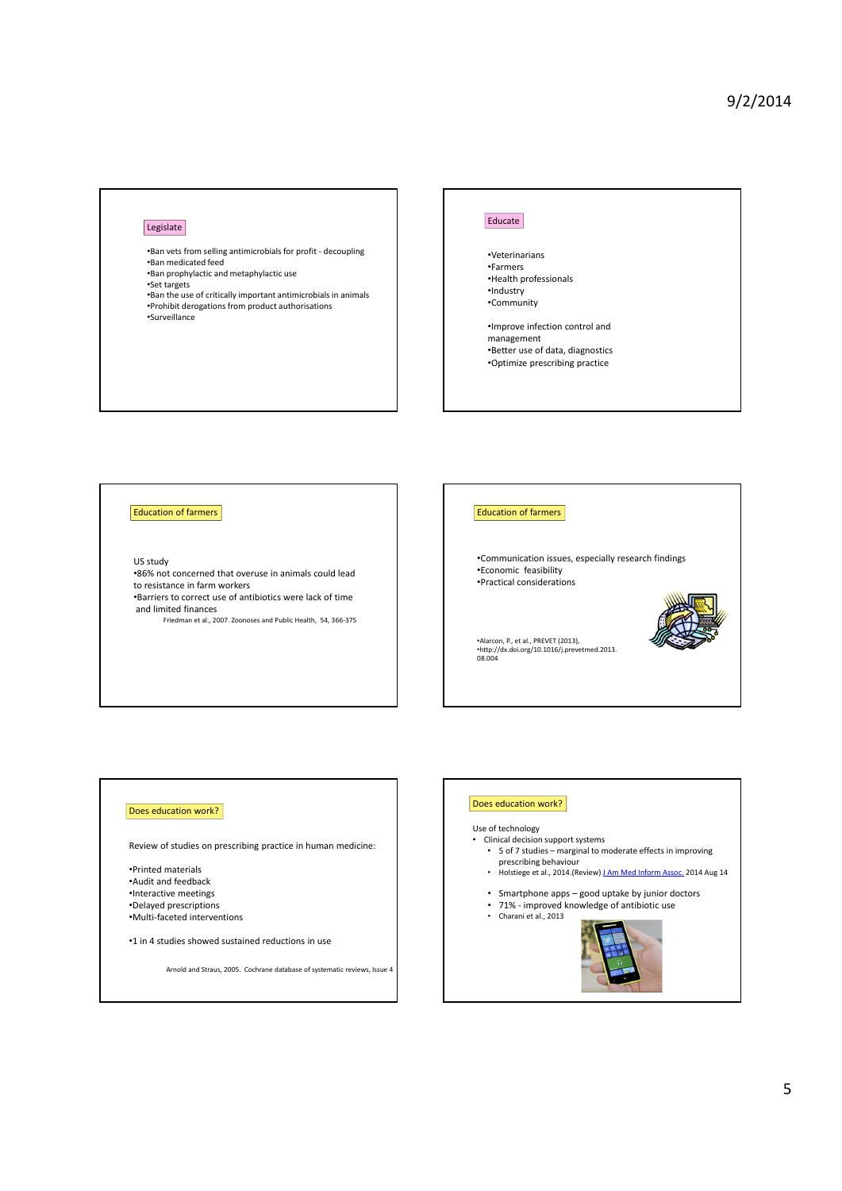## Legislate

- Ban vets from selling antimicrobials for profit - decoupling
- Ban medicated feed
- Ban prophylactic and metaphylactic use
- Set targets
- Ban the use of critically important antimicrobials in animals
- Prohibit derogations from product authorisations
- Surveillance

## Educate

- Veterinarians
- Farmers
- Health professionals
- Industry
- Community

- Improve infection control and management
- Better use of data, diagnostics
- Optimize prescribing practice

## Education of farmers

US study

- 86% not concerned that overuse in animals could lead to resistance in farm workers
- Barriers to correct use of antibiotics were lack of time and limited finances

Friedman et al., 2007. Zoonoses and Public Health, 54, 366-375

## Education of farmers

- Communication issues, especially research findings
- Economic feasibility
- Practical considerations

- Alarcon, P., et al., PREVET (2013),
- http://dx.doi.org/10.1016/j.prevetmed.2013.08.004

## Does education work?

Review of studies on prescribing practice in human medicine:

- Printed materials
- Audit and feedback
- Interactive meetings
- Delayed prescriptions
- Multi-faceted interventions

- 1 in 4 studies showed sustained reductions in use

Arnold and Straus, 2005. Cochrane database of systematic reviews, Issue 4

## Does education work?

Use of technology

- Clinical decision support systems
  - 5 of 7 studies – marginal to moderate effects in improving prescribing behaviour
  - Holstiege et al., 2014.(Review) J Am Med Inform Assoc. 2014 Aug 14
  - Smartphone apps – good uptake by junior doctors
  - 71% - improved knowledge of antibiotic use
  - Charani et al., 2013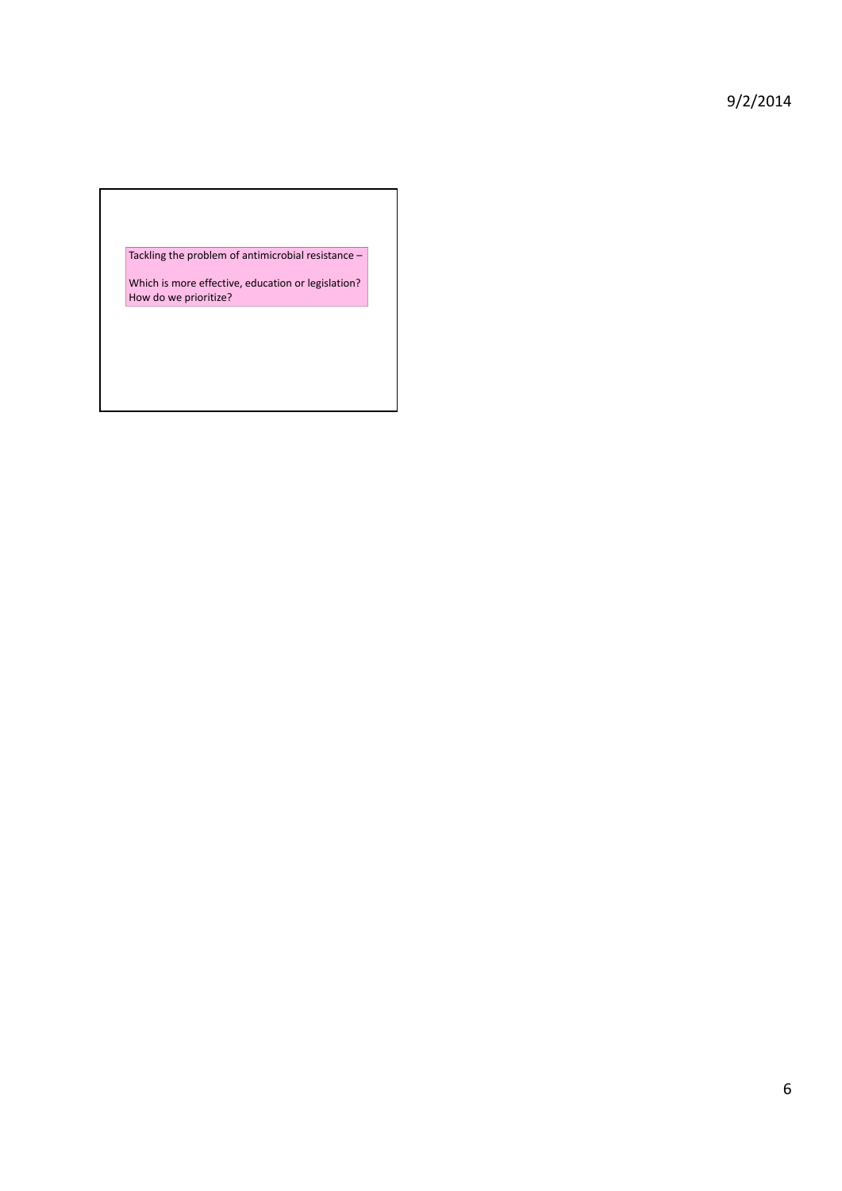Tackling the problem of antimicrobial resistance –

Which is more effective, education or legislation? How do we prioritize?